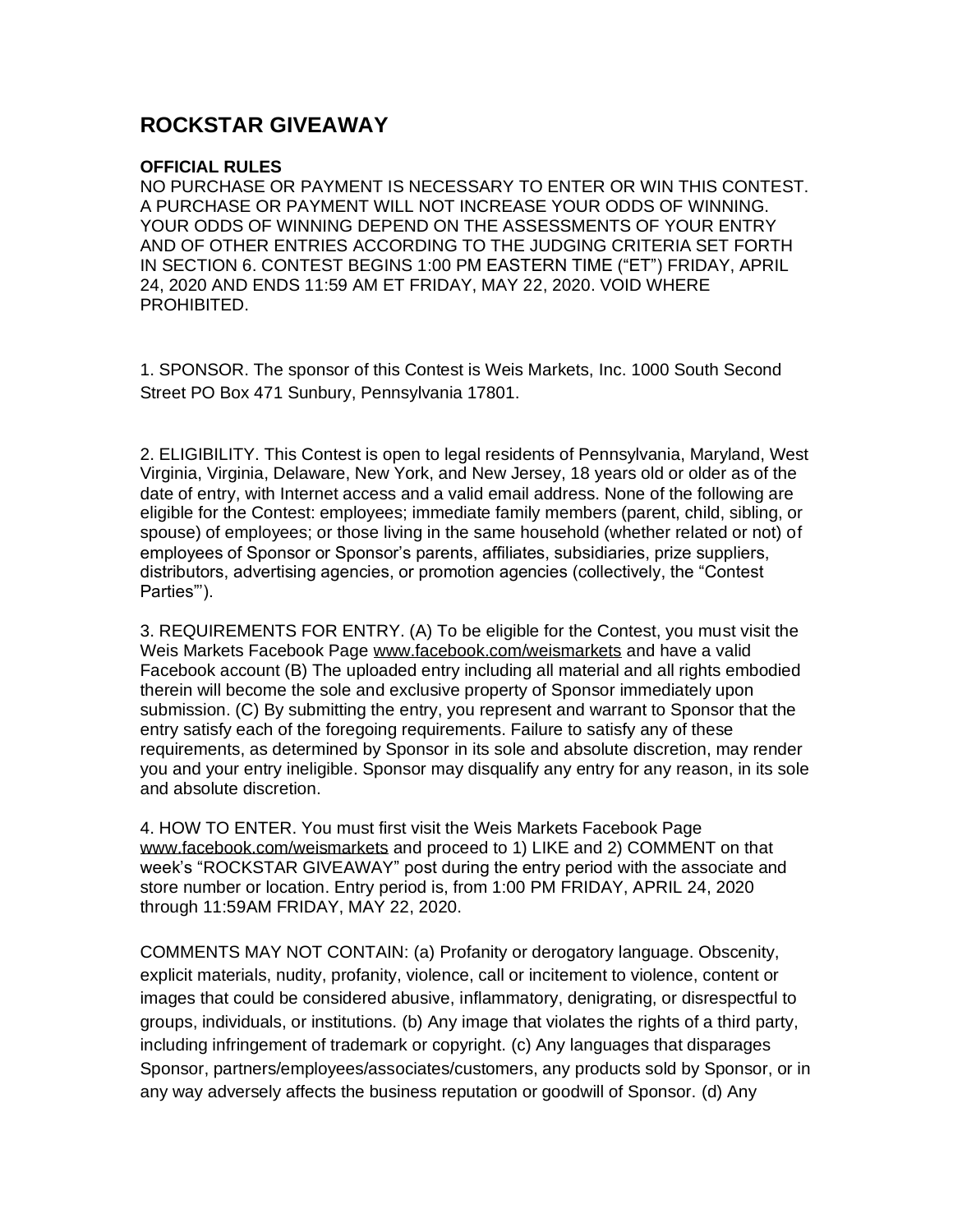# ROCKSTAR GIVEAWAY

**OFFICIAL RULES**

NO PURCHASE OR PAYMENT IS NECESSARY TO ENTER OR WIN THIS CONTEST. A PURCHASE OR PAYMENT WILL NOT INCREASE YOUR ODDS OF WINNING. YOUR ODDS OF WINNING DEPEND ON THE ASSESSMENTS OF YOUR ENTRY AND OF OTHER ENTRIES ACCORDING TO THE JUDGING CRITERIA SET FORTH IN SECTION 6. CONTEST BEGINS 1:00 PM EASTERN TIME ("ET") FRIDAY, APRIL 24, 2020 AND ENDS 11:59 AM ET FRIDAY, MAY 22, 2020. VOID WHERE PROHIBITED.

1. SPONSOR. The sponsor of this Contest is Weis Markets, Inc. 1000 South Second Street PO Box 471 Sunbury, Pennsylvania 17801.

2. ELIGIBILITY. This Contest is open to legal residents of Pennsylvania, Maryland, West Virginia, Virginia, Delaware, New York, and New Jersey, 18 years old or older as of the date of entry, with Internet access and a valid email address. None of the following are eligible for the Contest: employees; immediate family members (parent, child, sibling, or spouse) of employees; or those living in the same household (whether related or not) of employees of Sponsor or Sponsor's parents, affiliates, subsidiaries, prize suppliers, distributors, advertising agencies, or promotion agencies (collectively, the "Contest Parties"').

3. REQUIREMENTS FOR ENTRY. (A) To be eligible for the Contest, you must visit the Weis Markets Facebook Page www.facebook.com/weismarkets and have a valid Facebook account (B) The uploaded entry including all material and all rights embodied therein will become the sole and exclusive property of Sponsor immediately upon submission. (C) By submitting the entry, you represent and warrant to Sponsor that the entry satisfy each of the foregoing requirements. Failure to satisfy any of these requirements, as determined by Sponsor in its sole and absolute discretion, may render you and your entry ineligible. Sponsor may disqualify any entry for any reason, in its sole and absolute discretion.

4. HOW TO ENTER. You must first visit the Weis Markets Facebook Page www.facebook.com/weismarkets and proceed to 1) LIKE and 2) COMMENT on that week's "ROCKSTAR GIVEAWAY" post during the entry period with the associate and store number or location. Entry period is, from 1:00 PM FRIDAY, APRIL 24, 2020 through 11:59AM FRIDAY, MAY 22, 2020.

COMMENTS MAY NOT CONTAIN: (a) Profanity or derogatory language. Obscenity, explicit materials, nudity, profanity, violence, call or incitement to violence, content or images that could be considered abusive, inflammatory, denigrating, or disrespectful to groups, individuals, or institutions. (b) Any image that violates the rights of a third party, including infringement of trademark or copyright. (c) Any languages that disparages Sponsor, partners/employees/associates/customers, any products sold by Sponsor, or in any way adversely affects the business reputation or goodwill of Sponsor. (d) Any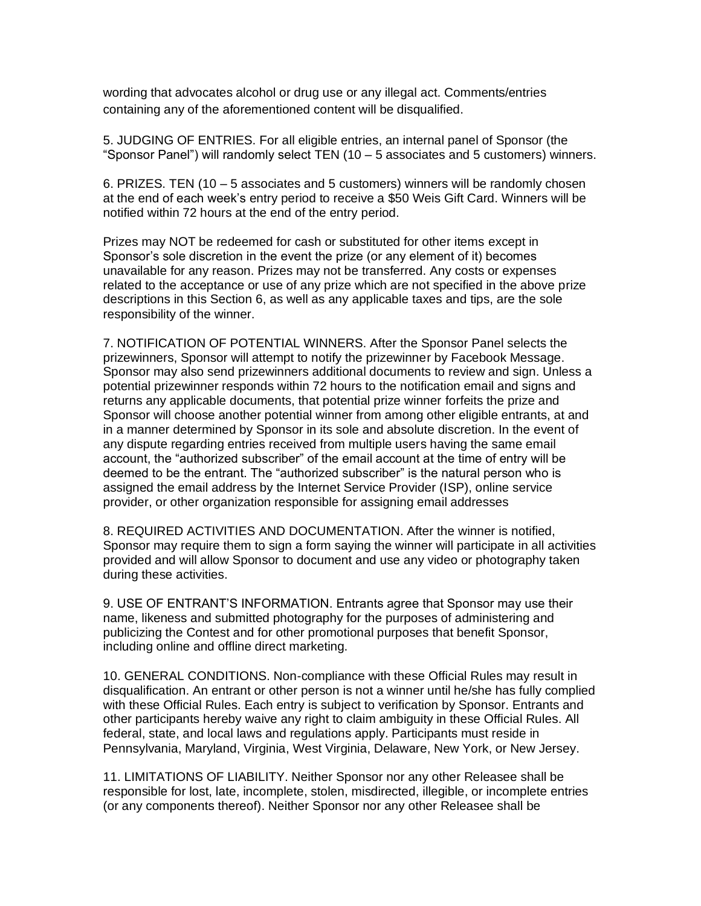wording that advocates alcohol or drug use or any illegal act. Comments/entries containing any of the aforementioned content will be disqualified.

5. JUDGING OF ENTRIES. For all eligible entries, an internal panel of Sponsor (the "Sponsor Panel") will randomly select TEN (10 – 5 associates and 5 customers) winners.

6. PRIZES. TEN (10 – 5 associates and 5 customers) winners will be randomly chosen at the end of each week's entry period to receive a $50 Weis Gift Card. Winners will be notified within 72 hours at the end of the entry period.

Prizes may NOT be redeemed for cash or substituted for other items except in Sponsor's sole discretion in the event the prize (or any element of it) becomes unavailable for any reason. Prizes may not be transferred. Any costs or expenses related to the acceptance or use of any prize which are not specified in the above prize descriptions in this Section 6, as well as any applicable taxes and tips, are the sole responsibility of the winner.

7. NOTIFICATION OF POTENTIAL WINNERS. After the Sponsor Panel selects the prizewinners, Sponsor will attempt to notify the prizewinner by Facebook Message. Sponsor may also send prizewinners additional documents to review and sign. Unless a potential prizewinner responds within 72 hours to the notification email and signs and returns any applicable documents, that potential prize winner forfeits the prize and Sponsor will choose another potential winner from among other eligible entrants, at and in a manner determined by Sponsor in its sole and absolute discretion. In the event of any dispute regarding entries received from multiple users having the same email account, the "authorized subscriber" of the email account at the time of entry will be deemed to be the entrant. The "authorized subscriber" is the natural person who is assigned the email address by the Internet Service Provider (ISP), online service provider, or other organization responsible for assigning email addresses

8. REQUIRED ACTIVITIES AND DOCUMENTATION. After the winner is notified, Sponsor may require them to sign a form saying the winner will participate in all activities provided and will allow Sponsor to document and use any video or photography taken during these activities.

9. USE OF ENTRANT'S INFORMATION. Entrants agree that Sponsor may use their name, likeness and submitted photography for the purposes of administering and publicizing the Contest and for other promotional purposes that benefit Sponsor, including online and offline direct marketing.

10. GENERAL CONDITIONS. Non-compliance with these Official Rules may result in disqualification. An entrant or other person is not a winner until he/she has fully complied with these Official Rules. Each entry is subject to verification by Sponsor. Entrants and other participants hereby waive any right to claim ambiguity in these Official Rules. All federal, state, and local laws and regulations apply. Participants must reside in Pennsylvania, Maryland, Virginia, West Virginia, Delaware, New York, or New Jersey.

11. LIMITATIONS OF LIABILITY. Neither Sponsor nor any other Releasee shall be responsible for lost, late, incomplete, stolen, misdirected, illegible, or incomplete entries (or any components thereof). Neither Sponsor nor any other Releasee shall be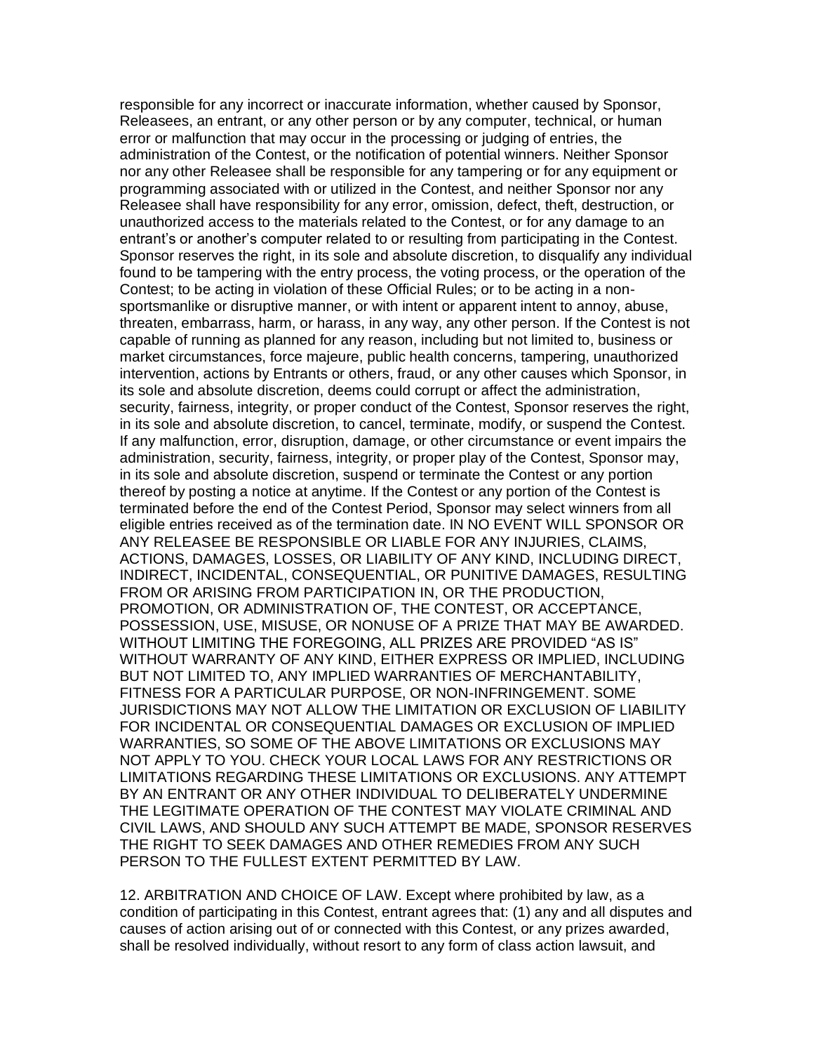responsible for any incorrect or inaccurate information, whether caused by Sponsor, Releasees, an entrant, or any other person or by any computer, technical, or human error or malfunction that may occur in the processing or judging of entries, the administration of the Contest, or the notification of potential winners. Neither Sponsor nor any other Releasee shall be responsible for any tampering or for any equipment or programming associated with or utilized in the Contest, and neither Sponsor nor any Releasee shall have responsibility for any error, omission, defect, theft, destruction, or unauthorized access to the materials related to the Contest, or for any damage to an entrant's or another's computer related to or resulting from participating in the Contest. Sponsor reserves the right, in its sole and absolute discretion, to disqualify any individual found to be tampering with the entry process, the voting process, or the operation of the Contest; to be acting in violation of these Official Rules; or to be acting in a non-sportsmanlike or disruptive manner, or with intent or apparent intent to annoy, abuse, threaten, embarrass, harm, or harass, in any way, any other person. If the Contest is not capable of running as planned for any reason, including but not limited to, business or market circumstances, force majeure, public health concerns, tampering, unauthorized intervention, actions by Entrants or others, fraud, or any other causes which Sponsor, in its sole and absolute discretion, deems could corrupt or affect the administration, security, fairness, integrity, or proper conduct of the Contest, Sponsor reserves the right, in its sole and absolute discretion, to cancel, terminate, modify, or suspend the Contest. If any malfunction, error, disruption, damage, or other circumstance or event impairs the administration, security, fairness, integrity, or proper play of the Contest, Sponsor may, in its sole and absolute discretion, suspend or terminate the Contest or any portion thereof by posting a notice at anytime. If the Contest or any portion of the Contest is terminated before the end of the Contest Period, Sponsor may select winners from all eligible entries received as of the termination date. IN NO EVENT WILL SPONSOR OR ANY RELEASEE BE RESPONSIBLE OR LIABLE FOR ANY INJURIES, CLAIMS, ACTIONS, DAMAGES, LOSSES, OR LIABILITY OF ANY KIND, INCLUDING DIRECT, INDIRECT, INCIDENTAL, CONSEQUENTIAL, OR PUNITIVE DAMAGES, RESULTING FROM OR ARISING FROM PARTICIPATION IN, OR THE PRODUCTION, PROMOTION, OR ADMINISTRATION OF, THE CONTEST, OR ACCEPTANCE, POSSESSION, USE, MISUSE, OR NONUSE OF A PRIZE THAT MAY BE AWARDED. WITHOUT LIMITING THE FOREGOING, ALL PRIZES ARE PROVIDED "AS IS" WITHOUT WARRANTY OF ANY KIND, EITHER EXPRESS OR IMPLIED, INCLUDING BUT NOT LIMITED TO, ANY IMPLIED WARRANTIES OF MERCHANTABILITY, FITNESS FOR A PARTICULAR PURPOSE, OR NON-INFRINGEMENT. SOME JURISDICTIONS MAY NOT ALLOW THE LIMITATION OR EXCLUSION OF LIABILITY FOR INCIDENTAL OR CONSEQUENTIAL DAMAGES OR EXCLUSION OF IMPLIED WARRANTIES, SO SOME OF THE ABOVE LIMITATIONS OR EXCLUSIONS MAY NOT APPLY TO YOU. CHECK YOUR LOCAL LAWS FOR ANY RESTRICTIONS OR LIMITATIONS REGARDING THESE LIMITATIONS OR EXCLUSIONS. ANY ATTEMPT BY AN ENTRANT OR ANY OTHER INDIVIDUAL TO DELIBERATELY UNDERMINE THE LEGITIMATE OPERATION OF THE CONTEST MAY VIOLATE CRIMINAL AND CIVIL LAWS, AND SHOULD ANY SUCH ATTEMPT BE MADE, SPONSOR RESERVES THE RIGHT TO SEEK DAMAGES AND OTHER REMEDIES FROM ANY SUCH PERSON TO THE FULLEST EXTENT PERMITTED BY LAW.

12. ARBITRATION AND CHOICE OF LAW. Except where prohibited by law, as a condition of participating in this Contest, entrant agrees that: (1) any and all disputes and causes of action arising out of or connected with this Contest, or any prizes awarded, shall be resolved individually, without resort to any form of class action lawsuit, and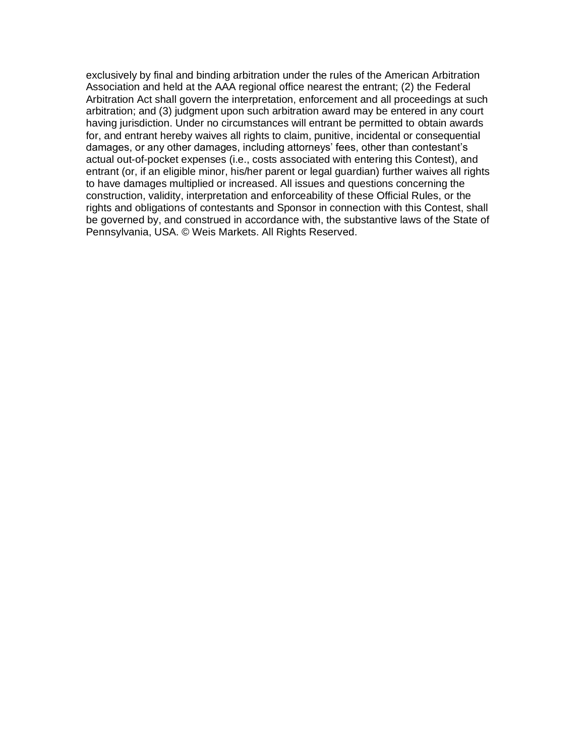exclusively by final and binding arbitration under the rules of the American Arbitration Association and held at the AAA regional office nearest the entrant; (2) the Federal Arbitration Act shall govern the interpretation, enforcement and all proceedings at such arbitration; and (3) judgment upon such arbitration award may be entered in any court having jurisdiction. Under no circumstances will entrant be permitted to obtain awards for, and entrant hereby waives all rights to claim, punitive, incidental or consequential damages, or any other damages, including attorneys' fees, other than contestant's actual out-of-pocket expenses (i.e., costs associated with entering this Contest), and entrant (or, if an eligible minor, his/her parent or legal guardian) further waives all rights to have damages multiplied or increased. All issues and questions concerning the construction, validity, interpretation and enforceability of these Official Rules, or the rights and obligations of contestants and Sponsor in connection with this Contest, shall be governed by, and construed in accordance with, the substantive laws of the State of Pennsylvania, USA. © Weis Markets. All Rights Reserved.